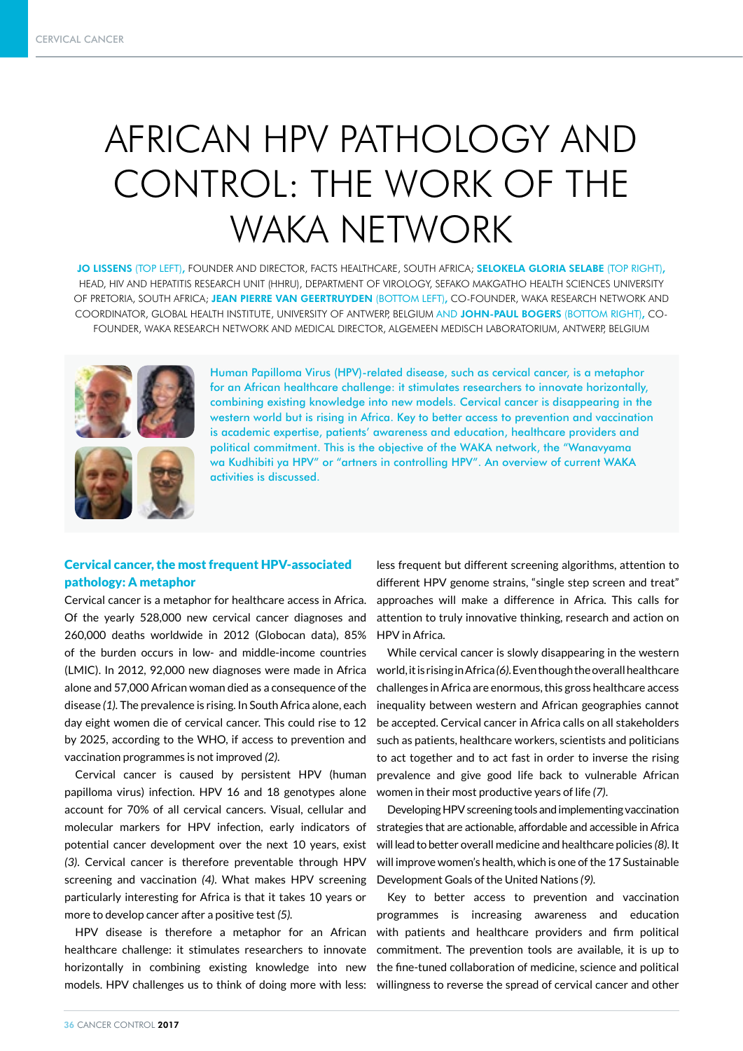# AFRICAN HPV PATHOLOGY AND CONTROL: THE WORK OF THE WAKA NETWORK

**JO LISSENS** (TOP LEFT), FOUNDER AND DIRECTOR, FACTS HEALTHCARE, SOUTH AFRICA; **SELOKELA GLORIA SELABE** (TOP RIGHT), HEAD, HIV AND HEPATITIS RESEARCH UNIT (HHRU), DEPARTMENT OF VIROLOGY, SEFAKO MAKGATHO HEALTH SCIENCES UNIVERSITY OF PRETORIA, SOUTH AFRICA; **JEAN PIERRE VAN GEERTRUYDEN** (BOTTOM LEFT), CO-FOUNDER, WAKA RESEARCH NETWORK AND COORDINATOR, GLOBAL HEALTH INSTITUTE, UNIVERSITY OF ANTWERP, BELGIUM AND **JOHN-PAUL BOGERS** (BOTTOM RIGHT), CO-FOUNDER, WAKA RESEARCH NETWORK AND MEDICAL DIRECTOR, ALGEMEEN MEDISCH LABORATORIUM, ANTWERP, BELGIUM

Human Papilloma Virus (HPV)-related disease, such as cervical cancer, is a metaphor for an African healthcare challenge: it stimulates researchers to innovate horizontally, combining existing knowledge into new models. Cervical cancer is disappearing in the western world but is rising in Africa. Key to better access to prevention and vaccination is academic expertise, patients' awareness and education, healthcare providers and political commitment. This is the objective of the WAKA network, the "Wanavyama wa Kudhibiti ya HPV" or "artners in controlling HPV". An overview of current WAKA activities is discussed.

## Cervical cancer, the most frequent HPV-associated pathology: A metaphor

Cervical cancer is a metaphor for healthcare access in Africa. Of the yearly 528,000 new cervical cancer diagnoses and 260,000 deaths worldwide in 2012 (Globocan data), 85% of the burden occurs in low- and middle-income countries (LMIC). In 2012, 92,000 new diagnoses were made in Africa alone and 57,000 African woman died as a consequence of the disease *(1)*. The prevalence is rising. In South Africa alone, each day eight women die of cervical cancer. This could rise to 12 by 2025, according to the WHO, if access to prevention and vaccination programmes is not improved *(2)*.

Cervical cancer is caused by persistent HPV (human papilloma virus) infection. HPV 16 and 18 genotypes alone account for 70% of all cervical cancers. Visual, cellular and molecular markers for HPV infection, early indicators of potential cancer development over the next 10 years, exist *(3)*. Cervical cancer is therefore preventable through HPV screening and vaccination *(4)*. What makes HPV screening particularly interesting for Africa is that it takes 10 years or more to develop cancer after a positive test *(5)*.

HPV disease is therefore a metaphor for an African healthcare challenge: it stimulates researchers to innovate horizontally in combining existing knowledge into new models. HPV challenges us to think of doing more with less: less frequent but different screening algorithms, attention to different HPV genome strains, "single step screen and treat" approaches will make a difference in Africa. This calls for attention to truly innovative thinking, research and action on HPV in Africa.

While cervical cancer is slowly disappearing in the western world, it is rising in Africa *(6)*. Even though the overall healthcare challenges in Africa are enormous, this gross healthcare access inequality between western and African geographies cannot be accepted. Cervical cancer in Africa calls on all stakeholders such as patients, healthcare workers, scientists and politicians to act together and to act fast in order to inverse the rising prevalence and give good life back to vulnerable African women in their most productive years of life *(7)*.

Developing HPV screening tools and implementing vaccination strategies that are actionable, affordable and accessible in Africa will lead to better overall medicine and healthcare policies *(8)*. It will improve women's health, which is one of the 17 Sustainable Development Goals of the United Nations *(9)*.

Key to better access to prevention and vaccination programmes is increasing awareness and education with patients and healthcare providers and firm political commitment. The prevention tools are available, it is up to the fine-tuned collaboration of medicine, science and political willingness to reverse the spread of cervical cancer and other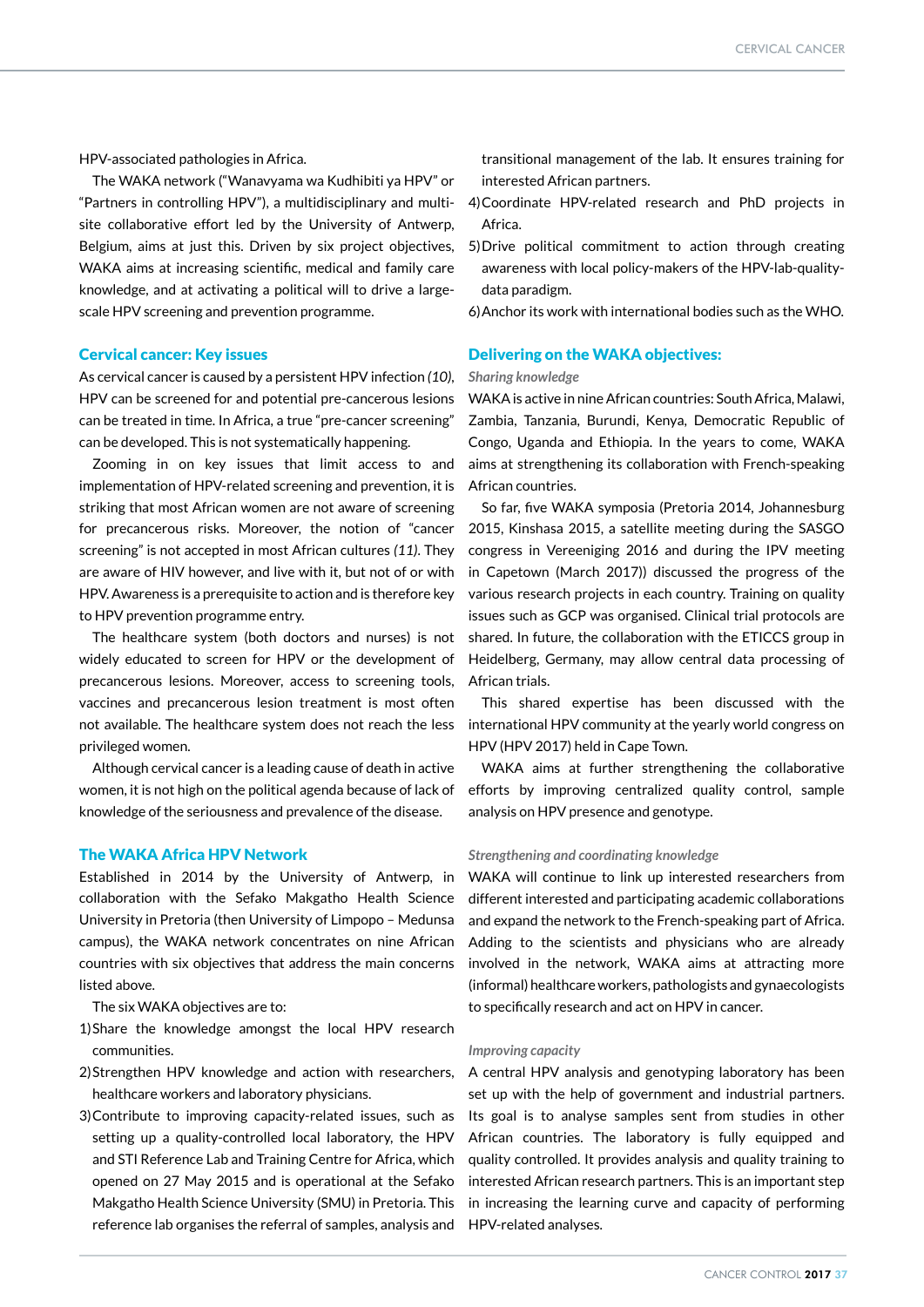HPV-associated pathologies in Africa.

The WAKA network ("Wanavyama wa Kudhibiti ya HPV" or "Partners in controlling HPV"), a multidisciplinary and multi-site collaborative effort led by the University of Antwerp, Belgium, aims at just this. Driven by six project objectives, WAKA aims at increasing scientific, medical and family care knowledge, and at activating a political will to drive a large-scale HPV screening and prevention programme.

## Cervical cancer: Key issues

As cervical cancer is caused by a persistent HPV infection *(10)*, HPV can be screened for and potential pre-cancerous lesions can be treated in time. In Africa, a true "pre-cancer screening" can be developed. This is not systematically happening.

Zooming in on key issues that limit access to and implementation of HPV-related screening and prevention, it is striking that most African women are not aware of screening for precancerous risks. Moreover, the notion of "cancer screening" is not accepted in most African cultures *(11)*. They are aware of HIV however, and live with it, but not of or with HPV. Awareness is a prerequisite to action and is therefore key to HPV prevention programme entry.

The healthcare system (both doctors and nurses) is not widely educated to screen for HPV or the development of precancerous lesions. Moreover, access to screening tools, vaccines and precancerous lesion treatment is most often not available. The healthcare system does not reach the less privileged women.

Although cervical cancer is a leading cause of death in active women, it is not high on the political agenda because of lack of knowledge of the seriousness and prevalence of the disease.

## The WAKA Africa HPV Network

Established in 2014 by the University of Antwerp, in collaboration with the Sefako Makgatho Health Science University in Pretoria (then University of Limpopo – Medunsa campus), the WAKA network concentrates on nine African countries with six objectives that address the main concerns listed above.

The six WAKA objectives are to:

1) Share the knowledge amongst the local HPV research communities.
2) Strengthen HPV knowledge and action with researchers, healthcare workers and laboratory physicians.
3) Contribute to improving capacity-related issues, such as setting up a quality-controlled local laboratory, the HPV and STI Reference Lab and Training Centre for Africa, which opened on 27 May 2015 and is operational at the Sefako Makgatho Health Science University (SMU) in Pretoria. This reference lab organises the referral of samples, analysis and transitional management of the lab. It ensures training for interested African partners.
4) Coordinate HPV-related research and PhD projects in Africa.
5) Drive political commitment to action through creating awareness with local policy-makers of the HPV-lab-quality-data paradigm.
6) Anchor its work with international bodies such as the WHO.

## Delivering on the WAKA objectives:

### *Sharing knowledge*

WAKA is active in nine African countries: South Africa, Malawi, Zambia, Tanzania, Burundi, Kenya, Democratic Republic of Congo, Uganda and Ethiopia. In the years to come, WAKA aims at strengthening its collaboration with French-speaking African countries.

So far, five WAKA symposia (Pretoria 2014, Johannesburg 2015, Kinshasa 2015, a satellite meeting during the SASGO congress in Vereeniging 2016 and during the IPV meeting in Capetown (March 2017)) discussed the progress of the various research projects in each country. Training on quality issues such as GCP was organised. Clinical trial protocols are shared. In future, the collaboration with the ETICCS group in Heidelberg, Germany, may allow central data processing of African trials.

This shared expertise has been discussed with the international HPV community at the yearly world congress on HPV (HPV 2017) held in Cape Town.

WAKA aims at further strengthening the collaborative efforts by improving centralized quality control, sample analysis on HPV presence and genotype.

### *Strengthening and coordinating knowledge*

WAKA will continue to link up interested researchers from different interested and participating academic collaborations and expand the network to the French-speaking part of Africa. Adding to the scientists and physicians who are already involved in the network, WAKA aims at attracting more (informal) healthcare workers, pathologists and gynaecologists to specifically research and act on HPV in cancer.

### *Improving capacity*

A central HPV analysis and genotyping laboratory has been set up with the help of government and industrial partners. Its goal is to analyse samples sent from studies in other African countries. The laboratory is fully equipped and quality controlled. It provides analysis and quality training to interested African research partners. This is an important step in increasing the learning curve and capacity of performing HPV-related analyses.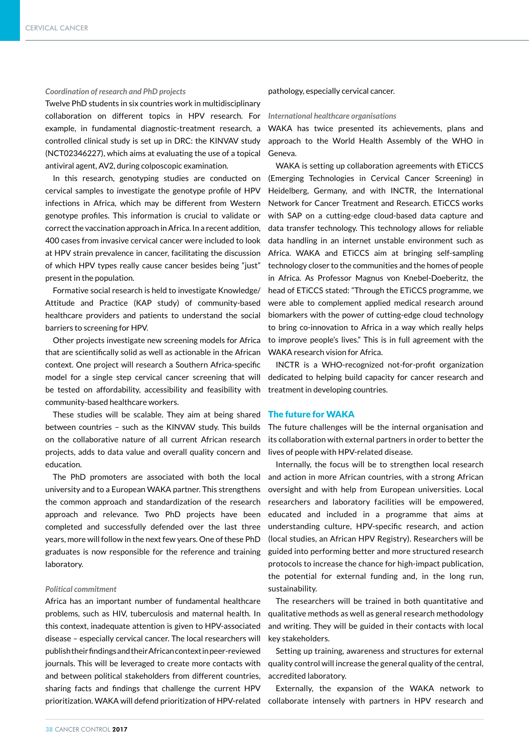*Coordination of research and PhD projects*

Twelve PhD students in six countries work in multidisciplinary collaboration on different topics in HPV research. For example, in fundamental diagnostic-treatment research, a controlled clinical study is set up in DRC: the KINVAV study (NCT02346227), which aims at evaluating the use of a topical antiviral agent, AV2, during colposcopic examination.

In this research, genotyping studies are conducted on cervical samples to investigate the genotype profile of HPV infections in Africa, which may be different from Western genotype profiles. This information is crucial to validate or correct the vaccination approach in Africa. In a recent addition, 400 cases from invasive cervical cancer were included to look at HPV strain prevalence in cancer, facilitating the discussion of which HPV types really cause cancer besides being "just" present in the population.

Formative social research is held to investigate Knowledge/Attitude and Practice (KAP study) of community-based healthcare providers and patients to understand the social barriers to screening for HPV.

Other projects investigate new screening models for Africa that are scientifically solid as well as actionable in the African context. One project will research a Southern Africa-specific model for a single step cervical cancer screening that will be tested on affordability, accessibility and feasibility with community-based healthcare workers.

These studies will be scalable. They aim at being shared between countries – such as the KINVAV study. This builds on the collaborative nature of all current African research projects, adds to data value and overall quality concern and education.

The PhD promoters are associated with both the local university and to a European WAKA partner. This strengthens the common approach and standardization of the research approach and relevance. Two PhD projects have been completed and successfully defended over the last three years, more will follow in the next few years. One of these PhD graduates is now responsible for the reference and training laboratory.

*Political commitment*

Africa has an important number of fundamental healthcare problems, such as HIV, tuberculosis and maternal health. In this context, inadequate attention is given to HPV-associated disease – especially cervical cancer. The local researchers will publish their findings and their African context in peer-reviewed journals. This will be leveraged to create more contacts with and between political stakeholders from different countries, sharing facts and findings that challenge the current HPV prioritization. WAKA will defend prioritization of HPV-related pathology, especially cervical cancer.

*International healthcare organisations*

WAKA has twice presented its achievements, plans and approach to the World Health Assembly of the WHO in Geneva.

WAKA is setting up collaboration agreements with ETiCCS (Emerging Technologies in Cervical Cancer Screening) in Heidelberg, Germany, and with INCTR, the International Network for Cancer Treatment and Research. ETiCCS works with SAP on a cutting-edge cloud-based data capture and data transfer technology. This technology allows for reliable data handling in an internet unstable environment such as Africa. WAKA and ETiCCS aim at bringing self-sampling technology closer to the communities and the homes of people in Africa. As Professor Magnus von Knebel-Doeberitz, the head of ETiCCS stated: "Through the ETiCCS programme, we were able to complement applied medical research around biomarkers with the power of cutting-edge cloud technology to bring co-innovation to Africa in a way which really helps to improve people's lives." This is in full agreement with the WAKA research vision for Africa.

INCTR is a WHO-recognized not-for-profit organization dedicated to helping build capacity for cancer research and treatment in developing countries.

## The future for WAKA

The future challenges will be the internal organisation and its collaboration with external partners in order to better the lives of people with HPV-related disease.

Internally, the focus will be to strengthen local research and action in more African countries, with a strong African oversight and with help from European universities. Local researchers and laboratory facilities will be empowered, educated and included in a programme that aims at understanding culture, HPV-specific research, and action (local studies, an African HPV Registry). Researchers will be guided into performing better and more structured research protocols to increase the chance for high-impact publication, the potential for external funding and, in the long run, sustainability.

The researchers will be trained in both quantitative and qualitative methods as well as general research methodology and writing. They will be guided in their contacts with local key stakeholders.

Setting up training, awareness and structures for external quality control will increase the general quality of the central, accredited laboratory.

Externally, the expansion of the WAKA network to collaborate intensely with partners in HPV research and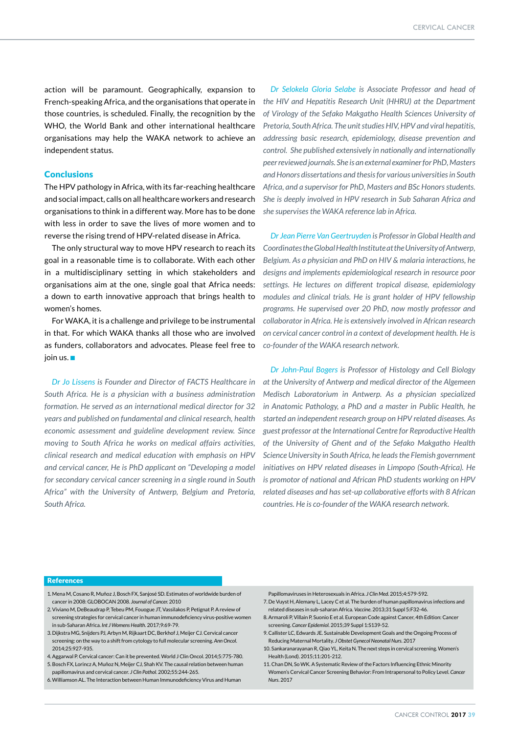action will be paramount. Geographically, expansion to French-speaking Africa, and the organisations that operate in those countries, is scheduled. Finally, the recognition by the WHO, the World Bank and other international healthcare organisations may help the WAKA network to achieve an independent status.

## Conclusions

The HPV pathology in Africa, with its far-reaching healthcare and social impact, calls on all healthcare workers and research organisations to think in a different way. More has to be done with less in order to save the lives of more women and to reverse the rising trend of HPV-related disease in Africa.

The only structural way to move HPV research to reach its goal in a reasonable time is to collaborate. With each other in a multidisciplinary setting in which stakeholders and organisations aim at the one, single goal that Africa needs: a down to earth innovative approach that brings health to women's homes.

For WAKA, it is a challenge and privilege to be instrumental in that. For which WAKA thanks all those who are involved as funders, collaborators and advocates. Please feel free to join us. ■

*Dr Jo Lissens is Founder and Director of FACTS Healthcare in South Africa. He is a physician with a business administration formation. He served as an international medical director for 32 years and published on fundamental and clinical research, health economic assessment and guideline development review. Since moving to South Africa he works on medical affairs activities, clinical research and medical education with emphasis on HPV and cervical cancer, He is PhD applicant on "Developing a model for secondary cervical cancer screening in a single round in South Africa" with the University of Antwerp, Belgium and Pretoria, South Africa.*

*Dr Selokela Gloria Selabe is Associate Professor and head of the HIV and Hepatitis Research Unit (HHRU) at the Department of Virology of the Sefako Makgatho Health Sciences University of Pretoria, South Africa. The unit studies HIV, HPV and viral hepatitis, addressing basic research, epidemiology, disease prevention and control. She published extensively in nationally and internationally peer reviewed journals. She is an external examiner for PhD, Masters and Honors dissertations and thesis for various universities in South Africa, and a supervisor for PhD, Masters and BSc Honors students. She is deeply involved in HPV research in Sub Saharan Africa and she supervises the WAKA reference lab in Africa.*

*Dr Jean Pierre Van Geertruyden is Professor in Global Health and Coordinates the Global Health Institute at the University of Antwerp, Belgium. As a physician and PhD on HIV & malaria interactions, he designs and implements epidemiological research in resource poor settings. He lectures on different tropical disease, epidemiology modules and clinical trials. He is grant holder of HPV fellowship programs. He supervised over 20 PhD, now mostly professor and collaborator in Africa. He is extensively involved in African research on cervical cancer control in a context of development health. He is co-founder of the WAKA research network.*

*Dr John-Paul Bogers is Professor of Histology and Cell Biology at the University of Antwerp and medical director of the Algemeen Medisch Laboratorium in Antwerp. As a physician specialized in Anatomic Pathology, a PhD and a master in Public Health, he started an independent research group on HPV related diseases. As guest professor at the International Centre for Reproductive Health of the University of Ghent and of the Sefako Makgatho Health Science University in South Africa, he leads the Flemish government initiatives on HPV related diseases in Limpopo (South-Africa). He is promotor of national and African PhD students working on HPV related diseases and has set-up collaborative efforts with 8 African countries. He is co-founder of the WAKA research network.*

## References

1. Mena M, Cosano R, Muñoz J, Bosch FX, Sanjosé SD. Estimates of worldwide burden of cancer in 2008: GLOBOCAN 2008. *Journal of Cancer.* 2010
2. Viviano M, DeBeaudrap P, Tebeu PM, Fouogue JT, Vassilakos P, Petignat P. A review of screening strategies for cervical cancer in human immunodeficiency virus-positive women in sub-Saharan Africa. *Int J Womens Health.* 2017;9:69-79.
3. Dijkstra MG, Snijders PJ, Arbyn M, Rijkaart DC, Berkhof J, Meijer CJ. Cervical cancer screening: on the way to a shift from cytology to full molecular screening. *Ann Oncol.* 2014;25:927-935.
4. Aggarwal P. Cervical cancer: Can it be prevented. World J Clin Oncol. 2014;5:775-780.
5. Bosch FX, Lorincz A, Muñoz N, Meijer CJ, Shah KV. The causal relation between human papillomavirus and cervical cancer. *J Clin Pathol.* 2002;55:244-265.
6. Williamson AL. The Interaction between Human Immunodeficiency Virus and Human Papillomaviruses in Heterosexuals in Africa. *J Clin Med.* 2015;4:579-592.
7. De Vuyst H, Alemany L, Lacey C et al. The burden of human papillomavirus infections and related diseases in sub-saharan Africa. *Vaccine.* 2013;31 Suppl 5:F32-46.
8. Armaroli P, Villain P, Suonio E et al. European Code against Cancer, 4th Edition: Cancer screening. *Cancer Epidemiol.* 2015;39 Suppl 1:S139-52.
9. Callister LC, Edwards JE. Sustainable Development Goals and the Ongoing Process of Reducing Maternal Mortality. *J Obstet Gynecol Neonatal Nurs.* 2017
10. Sankaranarayanan R, Qiao YL, Keita N. The next steps in cervical screening. Women's Health (Lond). 2015;11:201-212.
11. Chan DN, So WK. A Systematic Review of the Factors Influencing Ethnic Minority Women's Cervical Cancer Screening Behavior: From Intrapersonal to Policy Level. *Cancer Nurs.* 2017